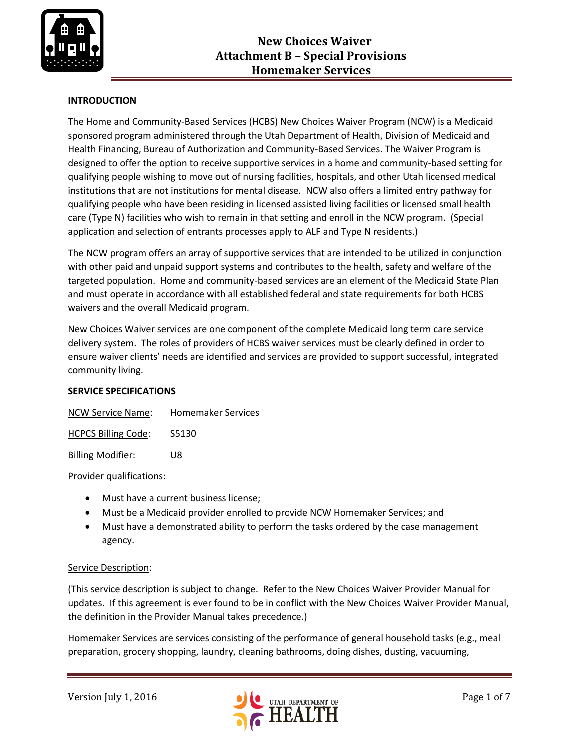# New Choices Waiver
## Attachment B – Special Provisions
## Homemaker Services

**INTRODUCTION**

The Home and Community-Based Services (HCBS) New Choices Waiver Program (NCW) is a Medicaid sponsored program administered through the Utah Department of Health, Division of Medicaid and Health Financing, Bureau of Authorization and Community-Based Services. The Waiver Program is designed to offer the option to receive supportive services in a home and community-based setting for qualifying people wishing to move out of nursing facilities, hospitals, and other Utah licensed medical institutions that are not institutions for mental disease. NCW also offers a limited entry pathway for qualifying people who have been residing in licensed assisted living facilities or licensed small health care (Type N) facilities who wish to remain in that setting and enroll in the NCW program. (Special application and selection of entrants processes apply to ALF and Type N residents.)

The NCW program offers an array of supportive services that are intended to be utilized in conjunction with other paid and unpaid support systems and contributes to the health, safety and welfare of the targeted population. Home and community-based services are an element of the Medicaid State Plan and must operate in accordance with all established federal and state requirements for both HCBS waivers and the overall Medicaid program.

New Choices Waiver services are one component of the complete Medicaid long term care service delivery system. The roles of providers of HCBS waiver services must be clearly defined in order to ensure waiver clients' needs are identified and services are provided to support successful, integrated community living.

**SERVICE SPECIFICATIONS**

NCW Service Name: Homemaker Services

HCPCS Billing Code: S5130

Billing Modifier: U8

Provider qualifications:

- Must have a current business license;
- Must be a Medicaid provider enrolled to provide NCW Homemaker Services; and
- Must have a demonstrated ability to perform the tasks ordered by the case management agency.

Service Description:

(This service description is subject to change. Refer to the New Choices Waiver Provider Manual for updates. If this agreement is ever found to be in conflict with the New Choices Waiver Provider Manual, the definition in the Provider Manual takes precedence.)

Homemaker Services are services consisting of the performance of general household tasks (e.g., meal preparation, grocery shopping, laundry, cleaning bathrooms, doing dishes, dusting, vacuuming,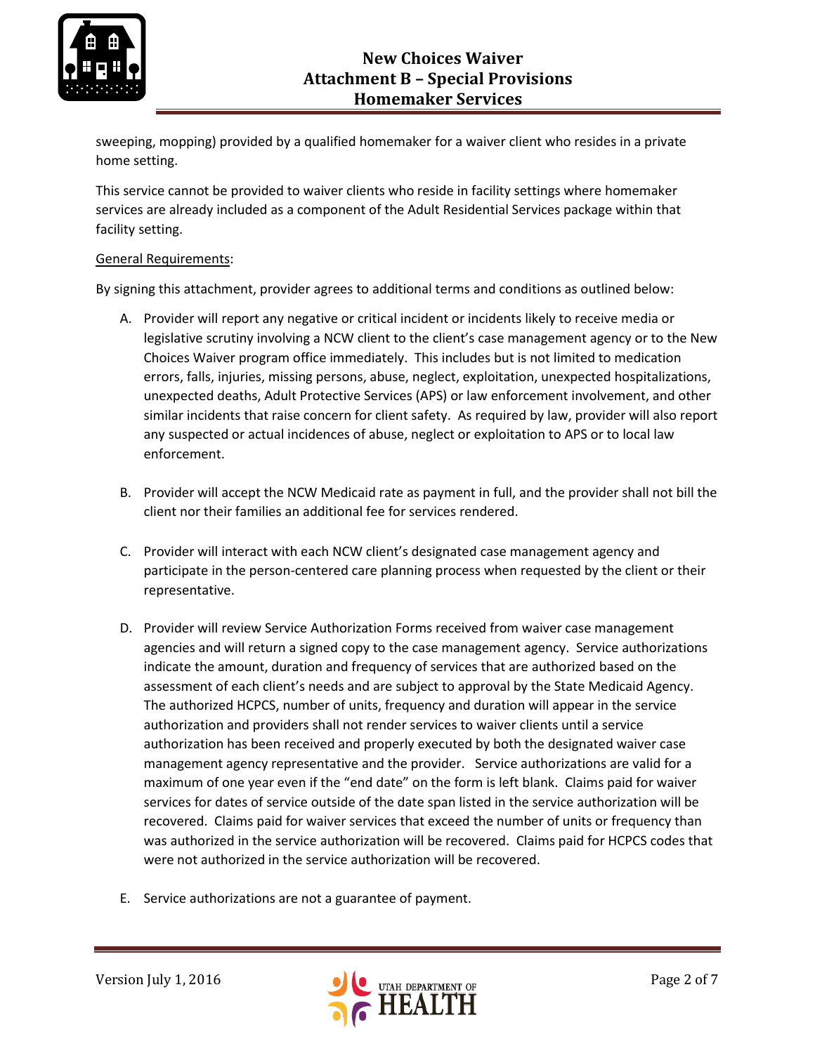sweeping, mopping) provided by a qualified homemaker for a waiver client who resides in a private home setting.

This service cannot be provided to waiver clients who reside in facility settings where homemaker services are already included as a component of the Adult Residential Services package within that facility setting.

General Requirements:

By signing this attachment, provider agrees to additional terms and conditions as outlined below:

A. Provider will report any negative or critical incident or incidents likely to receive media or legislative scrutiny involving a NCW client to the client's case management agency or to the New Choices Waiver program office immediately. This includes but is not limited to medication errors, falls, injuries, missing persons, abuse, neglect, exploitation, unexpected hospitalizations, unexpected deaths, Adult Protective Services (APS) or law enforcement involvement, and other similar incidents that raise concern for client safety. As required by law, provider will also report any suspected or actual incidences of abuse, neglect or exploitation to APS or to local law enforcement.

B. Provider will accept the NCW Medicaid rate as payment in full, and the provider shall not bill the client nor their families an additional fee for services rendered.

C. Provider will interact with each NCW client's designated case management agency and participate in the person-centered care planning process when requested by the client or their representative.

D. Provider will review Service Authorization Forms received from waiver case management agencies and will return a signed copy to the case management agency. Service authorizations indicate the amount, duration and frequency of services that are authorized based on the assessment of each client's needs and are subject to approval by the State Medicaid Agency. The authorized HCPCS, number of units, frequency and duration will appear in the service authorization and providers shall not render services to waiver clients until a service authorization has been received and properly executed by both the designated waiver case management agency representative and the provider. Service authorizations are valid for a maximum of one year even if the "end date" on the form is left blank. Claims paid for waiver services for dates of service outside of the date span listed in the service authorization will be recovered. Claims paid for waiver services that exceed the number of units or frequency than was authorized in the service authorization will be recovered. Claims paid for HCPCS codes that were not authorized in the service authorization will be recovered.

E. Service authorizations are not a guarantee of payment.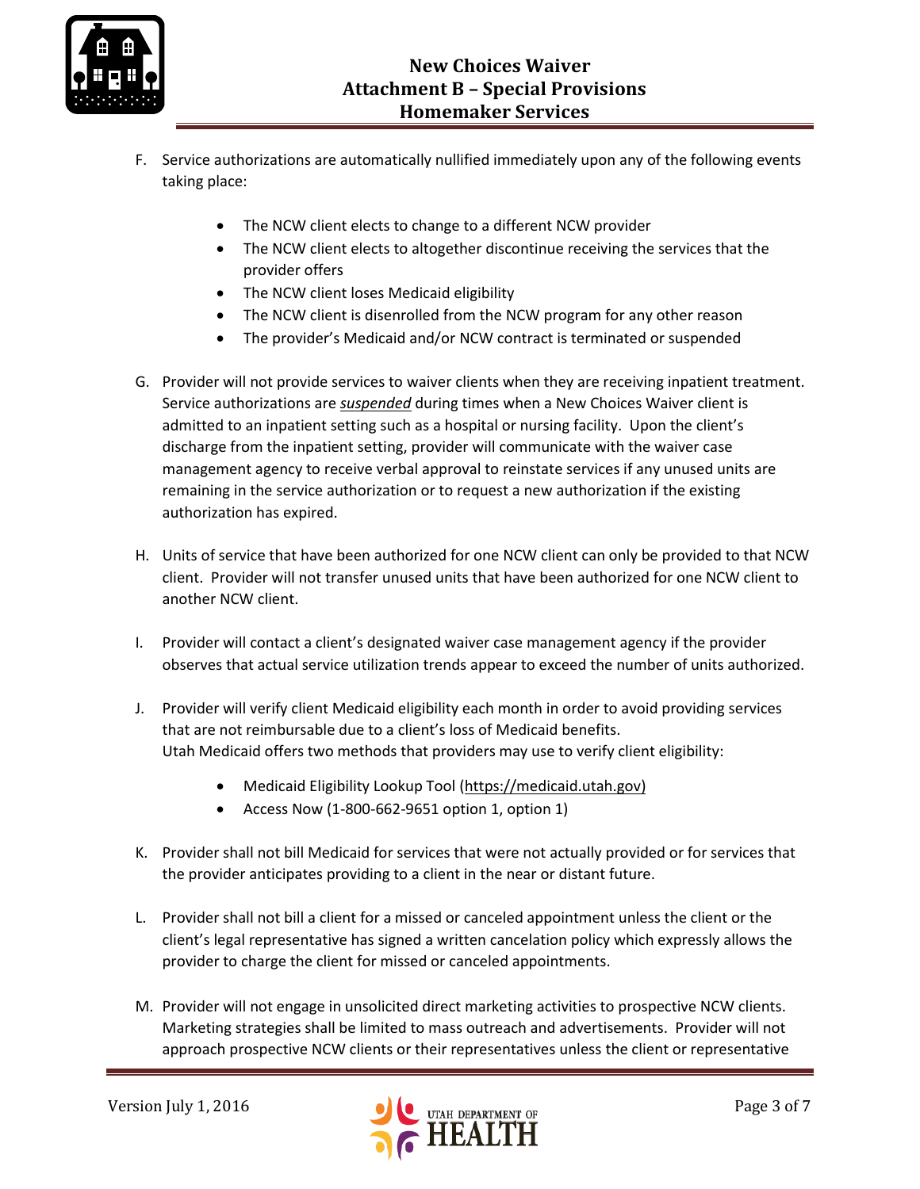F. Service authorizations are automatically nullified immediately upon any of the following events taking place:

- The NCW client elects to change to a different NCW provider
- The NCW client elects to altogether discontinue receiving the services that the provider offers
- The NCW client loses Medicaid eligibility
- The NCW client is disenrolled from the NCW program for any other reason
- The provider's Medicaid and/or NCW contract is terminated or suspended

G. Provider will not provide services to waiver clients when they are receiving inpatient treatment. Service authorizations are ***suspended*** during times when a New Choices Waiver client is admitted to an inpatient setting such as a hospital or nursing facility. Upon the client's discharge from the inpatient setting, provider will communicate with the waiver case management agency to receive verbal approval to reinstate services if any unused units are remaining in the service authorization or to request a new authorization if the existing authorization has expired.

H. Units of service that have been authorized for one NCW client can only be provided to that NCW client. Provider will not transfer unused units that have been authorized for one NCW client to another NCW client.

I. Provider will contact a client's designated waiver case management agency if the provider observes that actual service utilization trends appear to exceed the number of units authorized.

J. Provider will verify client Medicaid eligibility each month in order to avoid providing services that are not reimbursable due to a client's loss of Medicaid benefits.
Utah Medicaid offers two methods that providers may use to verify client eligibility:

- Medicaid Eligibility Lookup Tool (https://medicaid.utah.gov)
- Access Now (1-800-662-9651 option 1, option 1)

K. Provider shall not bill Medicaid for services that were not actually provided or for services that the provider anticipates providing to a client in the near or distant future.

L. Provider shall not bill a client for a missed or canceled appointment unless the client or the client's legal representative has signed a written cancelation policy which expressly allows the provider to charge the client for missed or canceled appointments.

M. Provider will not engage in unsolicited direct marketing activities to prospective NCW clients. Marketing strategies shall be limited to mass outreach and advertisements. Provider will not approach prospective NCW clients or their representatives unless the client or representative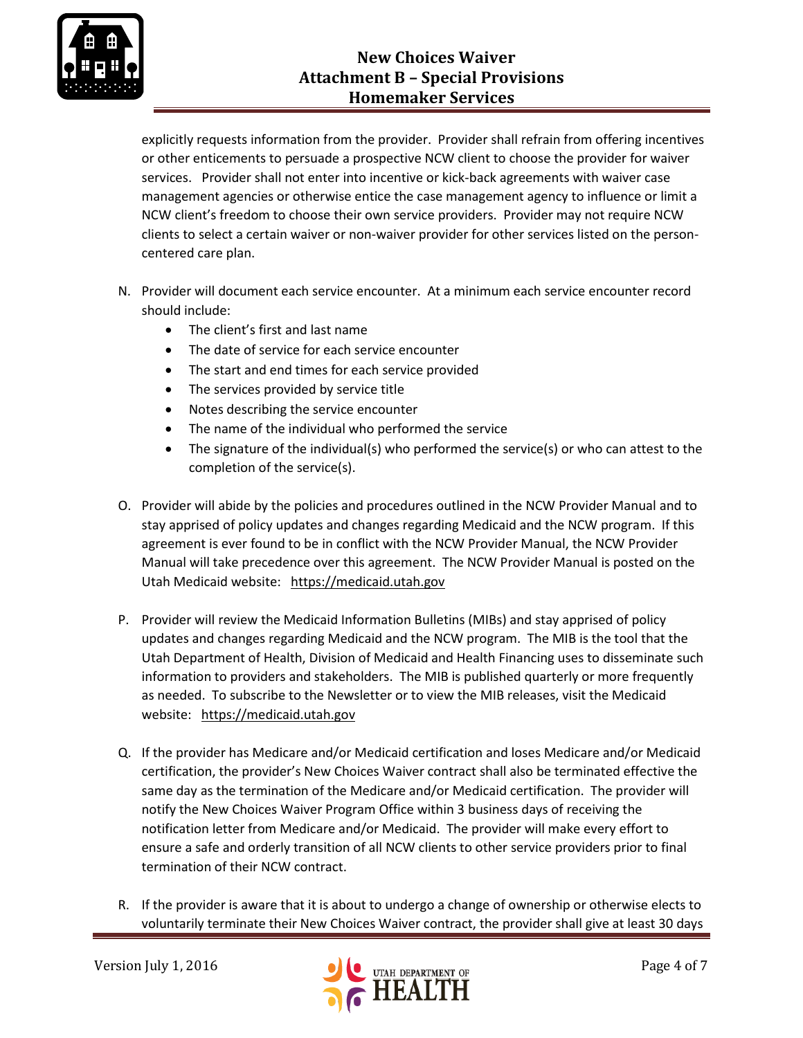explicitly requests information from the provider. Provider shall refrain from offering incentives or other enticements to persuade a prospective NCW client to choose the provider for waiver services. Provider shall not enter into incentive or kick-back agreements with waiver case management agencies or otherwise entice the case management agency to influence or limit a NCW client's freedom to choose their own service providers. Provider may not require NCW clients to select a certain waiver or non-waiver provider for other services listed on the person-centered care plan.

N. Provider will document each service encounter. At a minimum each service encounter record should include:
   - The client's first and last name
   - The date of service for each service encounter
   - The start and end times for each service provided
   - The services provided by service title
   - Notes describing the service encounter
   - The name of the individual who performed the service
   - The signature of the individual(s) who performed the service(s) or who can attest to the completion of the service(s).

O. Provider will abide by the policies and procedures outlined in the NCW Provider Manual and to stay apprised of policy updates and changes regarding Medicaid and the NCW program. If this agreement is ever found to be in conflict with the NCW Provider Manual, the NCW Provider Manual will take precedence over this agreement. The NCW Provider Manual is posted on the Utah Medicaid website: https://medicaid.utah.gov

P. Provider will review the Medicaid Information Bulletins (MIBs) and stay apprised of policy updates and changes regarding Medicaid and the NCW program. The MIB is the tool that the Utah Department of Health, Division of Medicaid and Health Financing uses to disseminate such information to providers and stakeholders. The MIB is published quarterly or more frequently as needed. To subscribe to the Newsletter or to view the MIB releases, visit the Medicaid website: https://medicaid.utah.gov

Q. If the provider has Medicare and/or Medicaid certification and loses Medicare and/or Medicaid certification, the provider's New Choices Waiver contract shall also be terminated effective the same day as the termination of the Medicare and/or Medicaid certification. The provider will notify the New Choices Waiver Program Office within 3 business days of receiving the notification letter from Medicare and/or Medicaid. The provider will make every effort to ensure a safe and orderly transition of all NCW clients to other service providers prior to final termination of their NCW contract.

R. If the provider is aware that it is about to undergo a change of ownership or otherwise elects to voluntarily terminate their New Choices Waiver contract, the provider shall give at least 30 days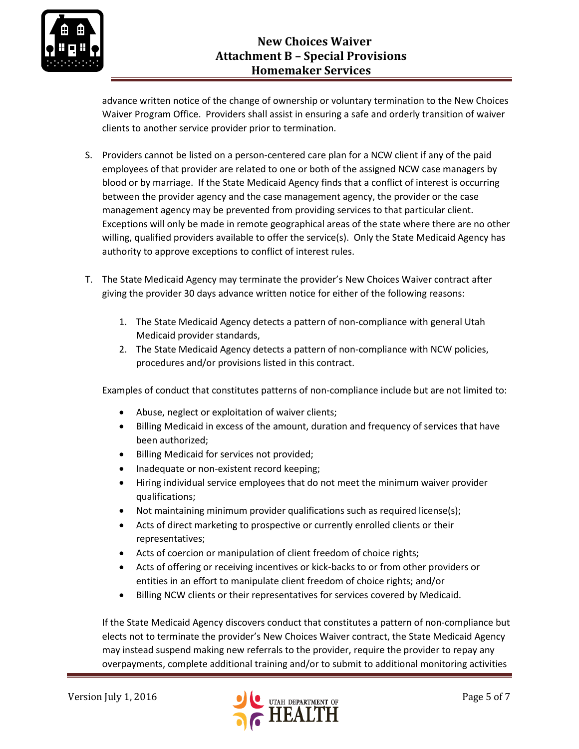advance written notice of the change of ownership or voluntary termination to the New Choices Waiver Program Office. Providers shall assist in ensuring a safe and orderly transition of waiver clients to another service provider prior to termination.

S. Providers cannot be listed on a person-centered care plan for a NCW client if any of the paid employees of that provider are related to one or both of the assigned NCW case managers by blood or by marriage. If the State Medicaid Agency finds that a conflict of interest is occurring between the provider agency and the case management agency, the provider or the case management agency may be prevented from providing services to that particular client. Exceptions will only be made in remote geographical areas of the state where there are no other willing, qualified providers available to offer the service(s). Only the State Medicaid Agency has authority to approve exceptions to conflict of interest rules.

T. The State Medicaid Agency may terminate the provider's New Choices Waiver contract after giving the provider 30 days advance written notice for either of the following reasons:

   1. The State Medicaid Agency detects a pattern of non-compliance with general Utah Medicaid provider standards,
   2. The State Medicaid Agency detects a pattern of non-compliance with NCW policies, procedures and/or provisions listed in this contract.

   Examples of conduct that constitutes patterns of non-compliance include but are not limited to:

   - Abuse, neglect or exploitation of waiver clients;
   - Billing Medicaid in excess of the amount, duration and frequency of services that have been authorized;
   - Billing Medicaid for services not provided;
   - Inadequate or non-existent record keeping;
   - Hiring individual service employees that do not meet the minimum waiver provider qualifications;
   - Not maintaining minimum provider qualifications such as required license(s);
   - Acts of direct marketing to prospective or currently enrolled clients or their representatives;
   - Acts of coercion or manipulation of client freedom of choice rights;
   - Acts of offering or receiving incentives or kick-backs to or from other providers or entities in an effort to manipulate client freedom of choice rights; and/or
   - Billing NCW clients or their representatives for services covered by Medicaid.

   If the State Medicaid Agency discovers conduct that constitutes a pattern of non-compliance but elects not to terminate the provider's New Choices Waiver contract, the State Medicaid Agency may instead suspend making new referrals to the provider, require the provider to repay any overpayments, complete additional training and/or to submit to additional monitoring activities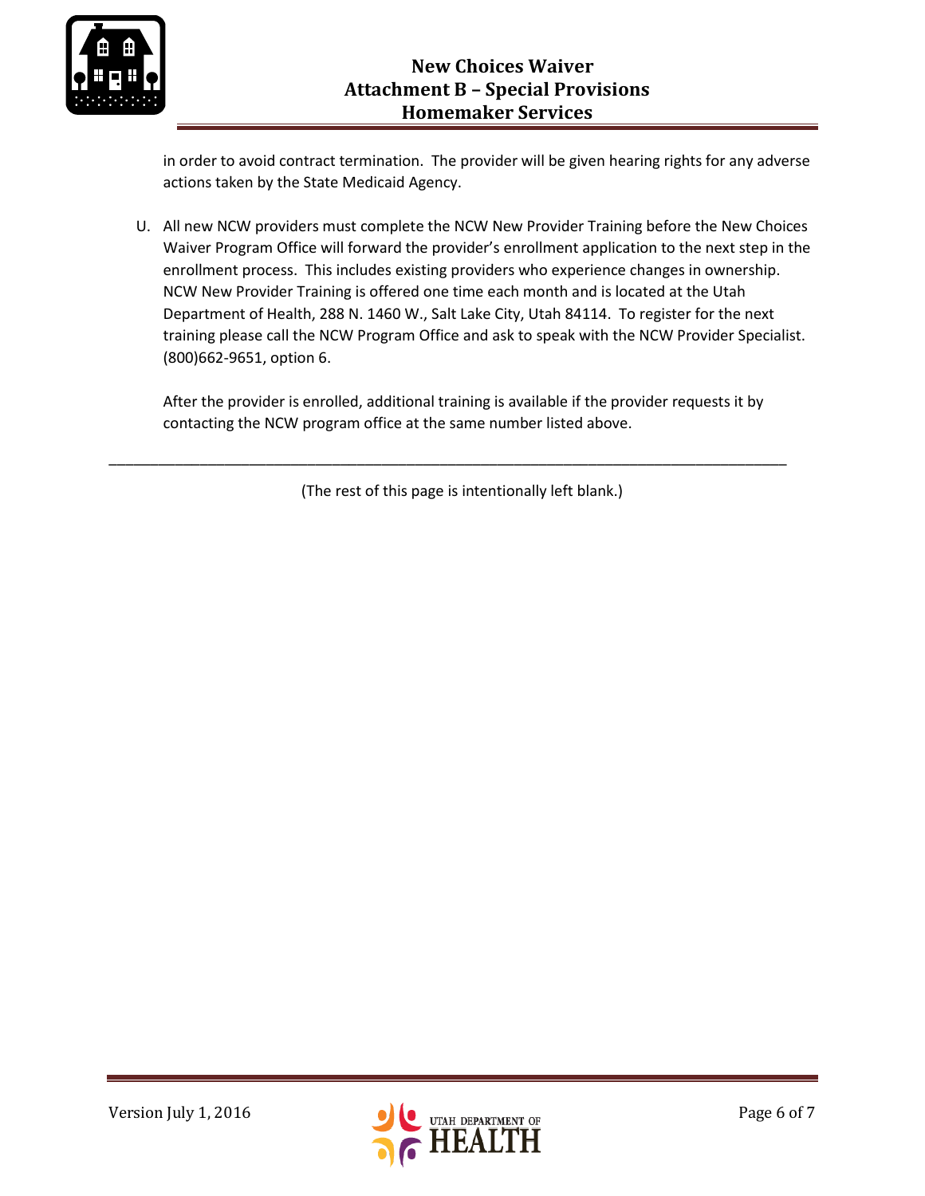in order to avoid contract termination. The provider will be given hearing rights for any adverse actions taken by the State Medicaid Agency.

U. All new NCW providers must complete the NCW New Provider Training before the New Choices Waiver Program Office will forward the provider's enrollment application to the next step in the enrollment process. This includes existing providers who experience changes in ownership. NCW New Provider Training is offered one time each month and is located at the Utah Department of Health, 288 N. 1460 W., Salt Lake City, Utah 84114. To register for the next training please call the NCW Program Office and ask to speak with the NCW Provider Specialist. (800)662-9651, option 6.

   After the provider is enrolled, additional training is available if the provider requests it by contacting the NCW program office at the same number listed above.

---

(The rest of this page is intentionally left blank.)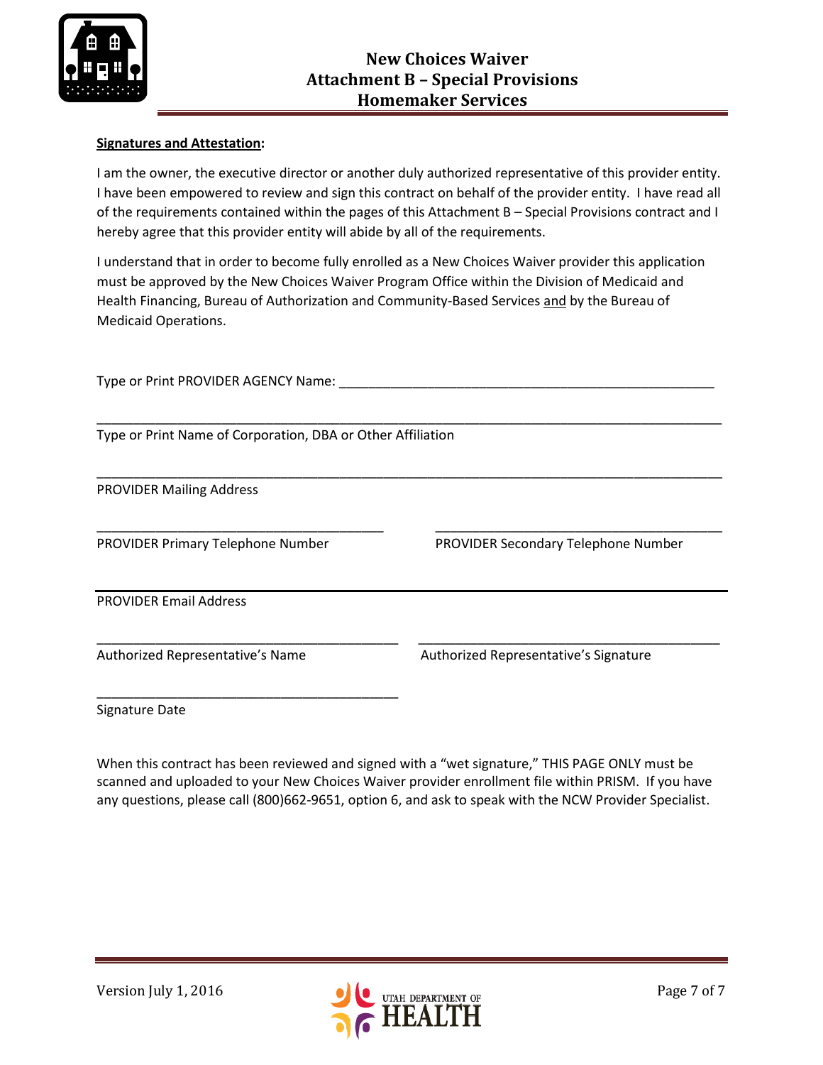**Signatures and Attestation:**

I am the owner, the executive director or another duly authorized representative of this provider entity. I have been empowered to review and sign this contract on behalf of the provider entity. I have read all of the requirements contained within the pages of this Attachment B – Special Provisions contract and I hereby agree that this provider entity will abide by all of the requirements.

I understand that in order to become fully enrolled as a New Choices Waiver provider this application must be approved by the New Choices Waiver Program Office within the Division of Medicaid and Health Financing, Bureau of Authorization and Community-Based Services and by the Bureau of Medicaid Operations.

Type or Print PROVIDER AGENCY Name: ______________________________________________________

_____________________________________________________________________________________

Type or Print Name of Corporation, DBA or Other Affiliation

_____________________________________________________________________________________

PROVIDER Mailing Address

________________________________________ ________________________________________

PROVIDER Primary Telephone Number PROVIDER Secondary Telephone Number

_____________________________________________________________________________________

PROVIDER Email Address

__________________________________________ __________________________________________

Authorized Representative's Name Authorized Representative's Signature

__________________________________________

Signature Date

When this contract has been reviewed and signed with a "wet signature," THIS PAGE ONLY must be scanned and uploaded to your New Choices Waiver provider enrollment file within PRISM. If you have any questions, please call (800)662-9651, option 6, and ask to speak with the NCW Provider Specialist.